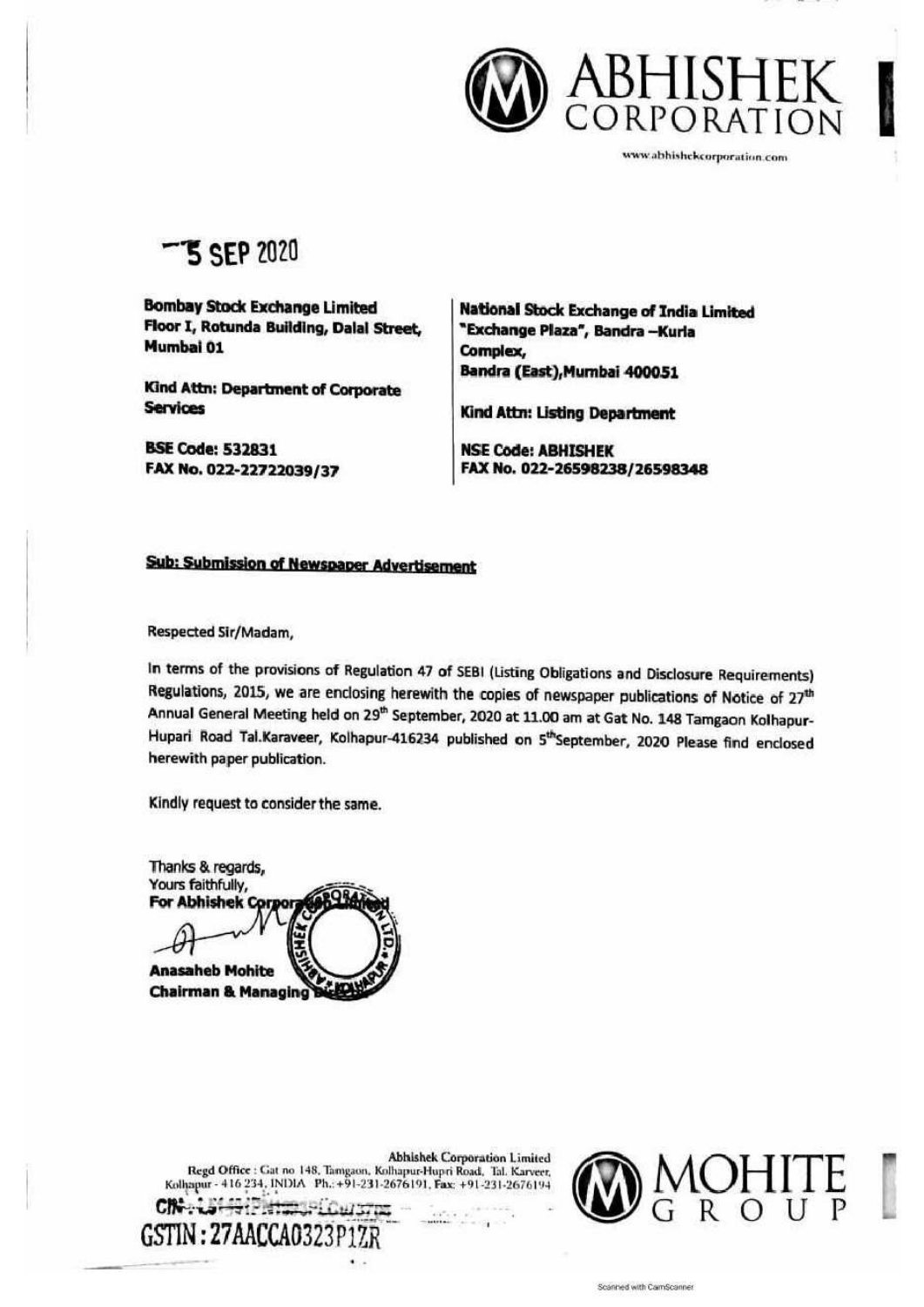# ABHISHEK CORPORATION

www.abhishekcorporation.com

5 SEP 2020

| Bombay Stock Exchange Limited | National Stock Exchange of India Limited |
|---|---|
| Floor I, Rotunda Building, Dalal Street, Mumbai 01 | "Exchange Plaza", Bandra –Kurla Complex, Bandra (East),Mumbai 400051 |
| **Kind Attn: Department of Corporate Services** | **Kind Attn: Listing Department** |
| **BSE Code: 532831** | **NSE Code: ABHISHEK** |
| **FAX No. 022-22722039/37** | **FAX No. 022-26598238/26598348** |

**Sub: Submission of Newspaper Advertisement**

Respected Sir/Madam,

In terms of the provisions of Regulation 47 of SEBI (Listing Obligations and Disclosure Requirements) Regulations, 2015, we are enclosing herewith the copies of newspaper publications of Notice of 27th Annual General Meeting held on 29th September, 2020 at 11.00 am at Gat No. 148 Tamgaon Kolhapur-Hupari Road Tal.Karaveer, Kolhapur-416234 published on 5th September, 2020 Please find enclosed herewith paper publication.

Kindly request to consider the same.

Thanks & regards,
Yours faithfully,
**For Abhishek Corporation Limited**

**Anasaheb Mohite**
**Chairman & Managing Director**

Abhishek Corporation Limited
Regd Office : Gat no 148, Tamgaon, Kolhapur-Hupri Road, Tal. Karveer, Kolhapur - 416 234, INDIA Ph.: +91-231-2676191, Fax: +91-231-2676194
CIN :
GSTIN : 27AACCA0323P1ZR

MOHITE GROUP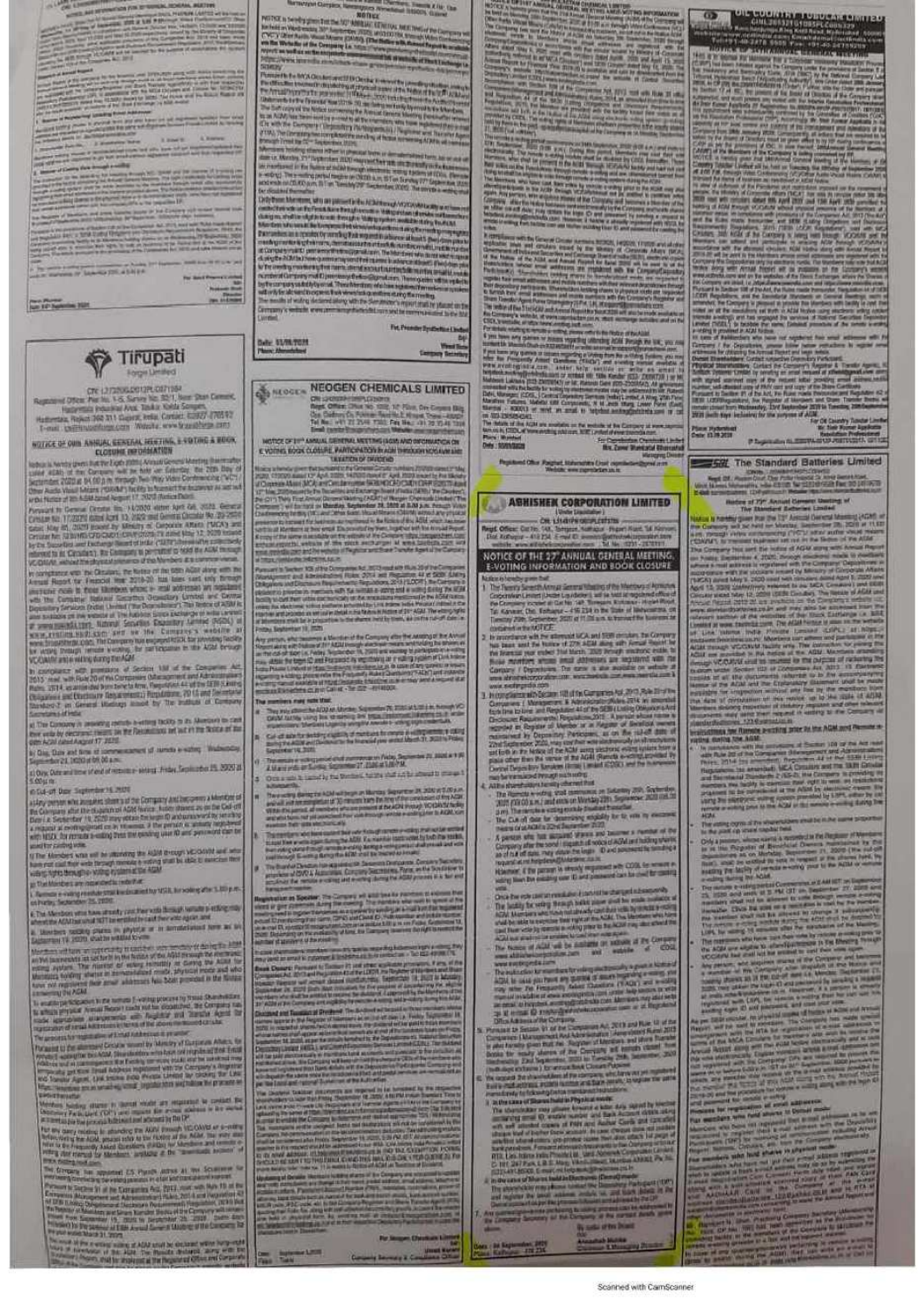# Tirupati Forge Limited

## NOTICE OF 08th ANNUAL GENERAL MEETING, E-VOTING & BOOK CLOSURE INFORMATION

# NEOGEN CHEMICALS LIMITED

## NOTICE OF 31st ANNUAL GENERAL MEETING (AGM) AND INFORMATION ON E-VOTING, BOOK CLOSURE, PARTICIPATION IN AGM THROUGH VC/OAVM AND TAXATION OF DIVIDEND

For Neogen Chemicals Limited

Company Secretary & Compliance Officer

# ABHISHEK CORPORATION LIMITED

(Under Liquidation)

## NOTICE OF THE 27th ANNUAL GENERAL MEETING, E-VOTING INFORMATION AND BOOK CLOSURE

# OIL COUNTRY TUBULAR LIMITED

## NOTICE OF 35th ANNUAL GENERAL MEETING

For Oil Country Tubular Limited

# The Standard Batteries Limited

## Notice of 72nd Annual General Meeting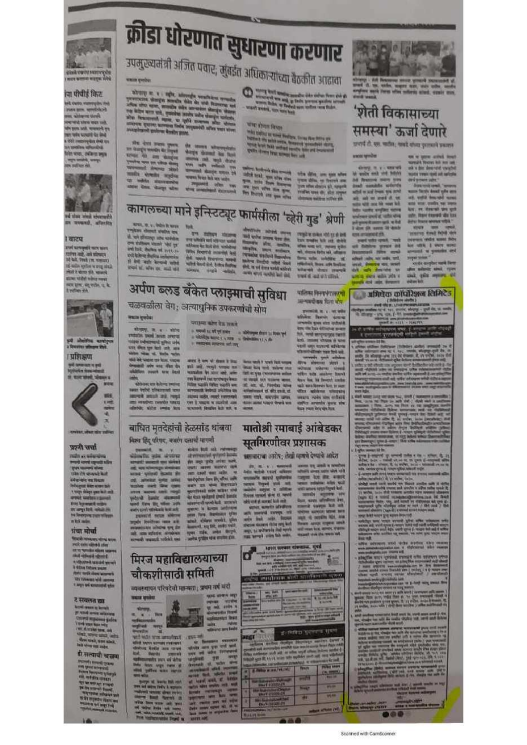# क्रीडा धोरणात सुधारणा करणार

## उपमुख्यमंत्री अजित पवार; मुंबईत अधिकाऱ्यांच्या बैठकीत आढावा

# 'शेती विकासाच्या समस्या' ऊर्जा देणारे

# कागलच्या माने इन्स्टिट्यूट फार्मसीला 'व्हेरी गुड' श्रेणी

# अर्पण ब्लड बँकेत प्लाझ्माची सुविधा

## चळवळीला वेग; अत्याधुनिक उपकरणांची सोय

# बाधित मृतदेहांची हेळसांड थांबवा

## विश्व हिंदू परिषद, बजरंग दलाची मागणी

# मातोश्री रमाबाई आंबेडकर सूतगिरणीवर प्रशासक

# मिरज महाविद्यालयाच्या चौकशीसाठी समिती

## अभिषेक कॉर्पोरेशन लिमिटेड